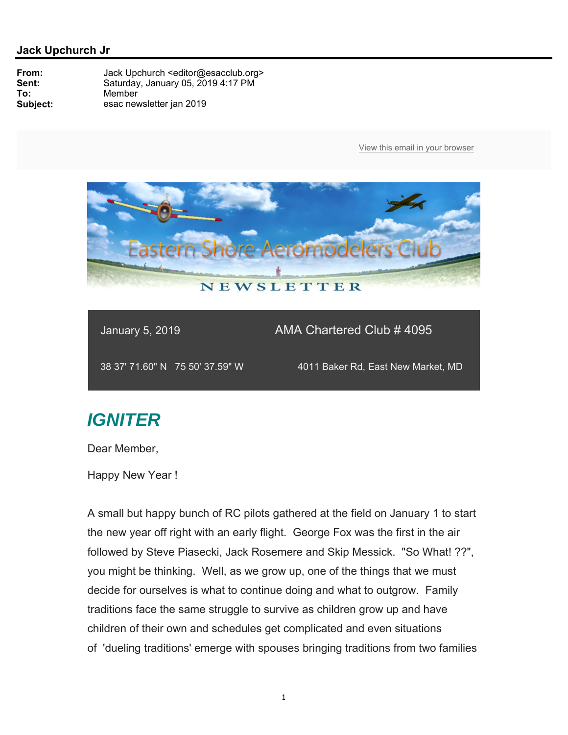**Jack Upchurch Jr**

**From:** Jack Upchurch <editor@esacclub.org>
**Sent:** Saturday, January 05, 2019 4:17 PM
**To:** Member
**Subject:** esac newsletter jan 2019

View this email in your browser

Eastern Shore Aeromodelers Club

NEWSLETTER

| January 5, 2019 | AMA Chartered Club # 4095 |
|---|---|
| 38 37' 71.60" N 75 50' 37.59" W | 4011 Baker Rd, East New Market, MD |

## *IGNITER*

Dear Member,

Happy New Year !

A small but happy bunch of RC pilots gathered at the field on January 1 to start the new year off right with an early flight. George Fox was the first in the air followed by Steve Piasecki, Jack Rosemere and Skip Messick. "So What! ??", you might be thinking. Well, as we grow up, one of the things that we must decide for ourselves is what to continue doing and what to outgrow. Family traditions face the same struggle to survive as children grow up and have children of their own and schedules get complicated and even situations of 'dueling traditions' emerge with spouses bringing traditions from two families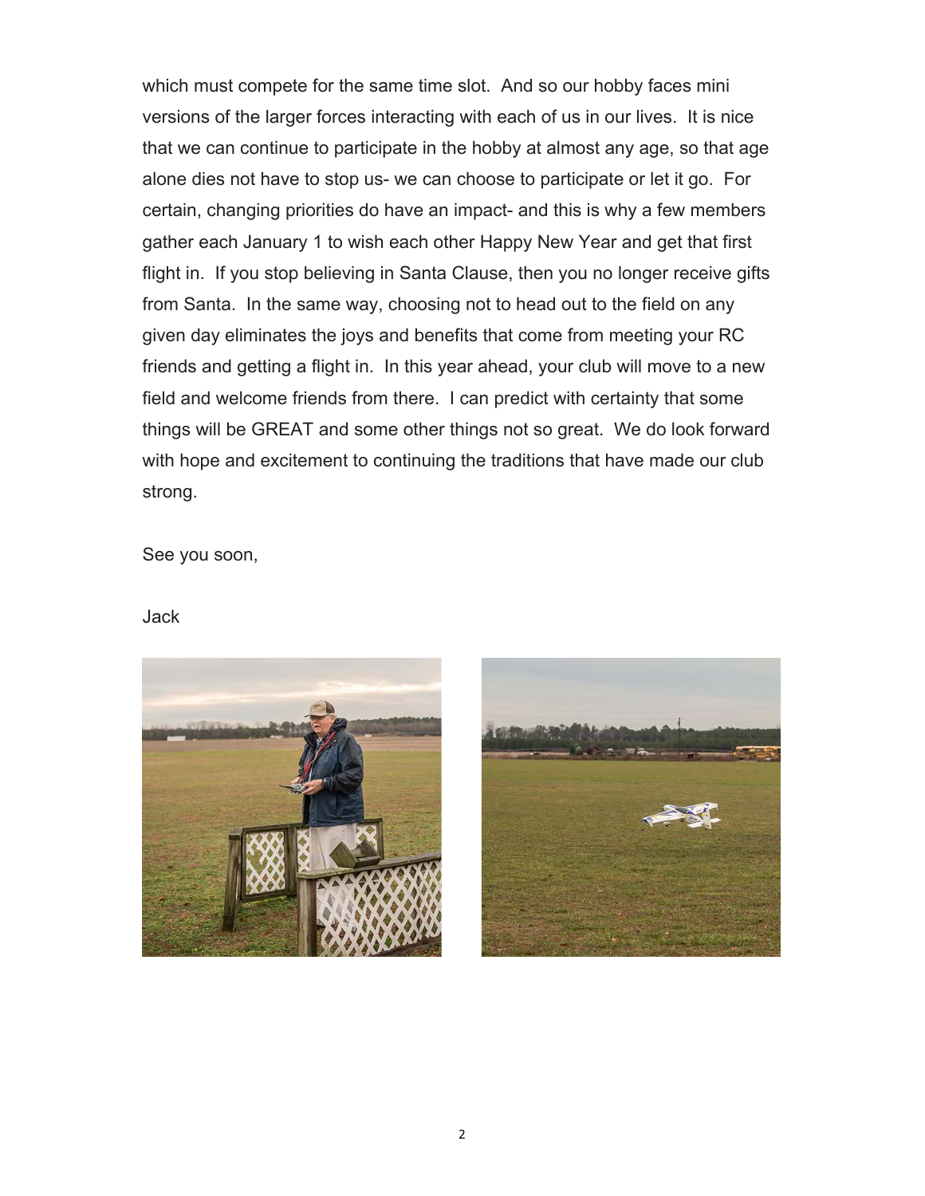which must compete for the same time slot. And so our hobby faces mini versions of the larger forces interacting with each of us in our lives. It is nice that we can continue to participate in the hobby at almost any age, so that age alone dies not have to stop us- we can choose to participate or let it go. For certain, changing priorities do have an impact- and this is why a few members gather each January 1 to wish each other Happy New Year and get that first flight in. If you stop believing in Santa Clause, then you no longer receive gifts from Santa. In the same way, choosing not to head out to the field on any given day eliminates the joys and benefits that come from meeting your RC friends and getting a flight in. In this year ahead, your club will move to a new field and welcome friends from there. I can predict with certainty that some things will be GREAT and some other things not so great. We do look forward with hope and excitement to continuing the traditions that have made our club strong.

See you soon,

Jack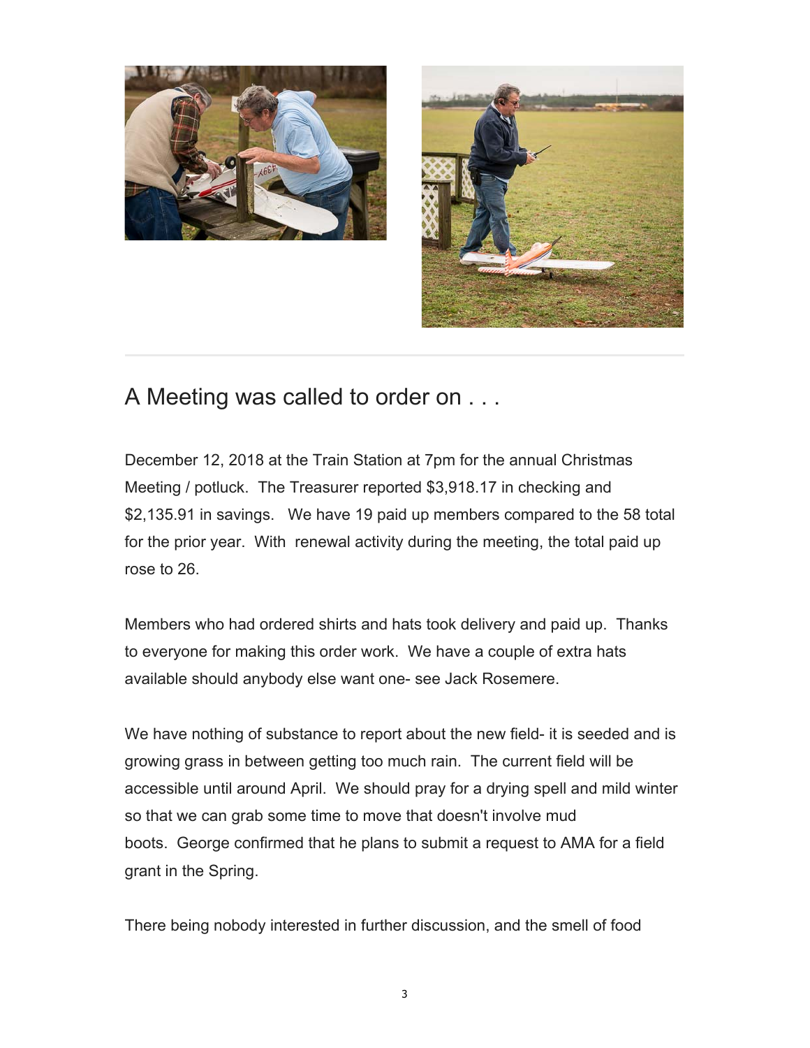## A Meeting was called to order on . . .

December 12, 2018 at the Train Station at 7pm for the annual Christmas Meeting / potluck. The Treasurer reported $3,918.17 in checking and $2,135.91 in savings. We have 19 paid up members compared to the 58 total for the prior year. With renewal activity during the meeting, the total paid up rose to 26.

Members who had ordered shirts and hats took delivery and paid up. Thanks to everyone for making this order work. We have a couple of extra hats available should anybody else want one- see Jack Rosemere.

We have nothing of substance to report about the new field- it is seeded and is growing grass in between getting too much rain. The current field will be accessible until around April. We should pray for a drying spell and mild winter so that we can grab some time to move that doesn't involve mud boots. George confirmed that he plans to submit a request to AMA for a field grant in the Spring.

There being nobody interested in further discussion, and the smell of food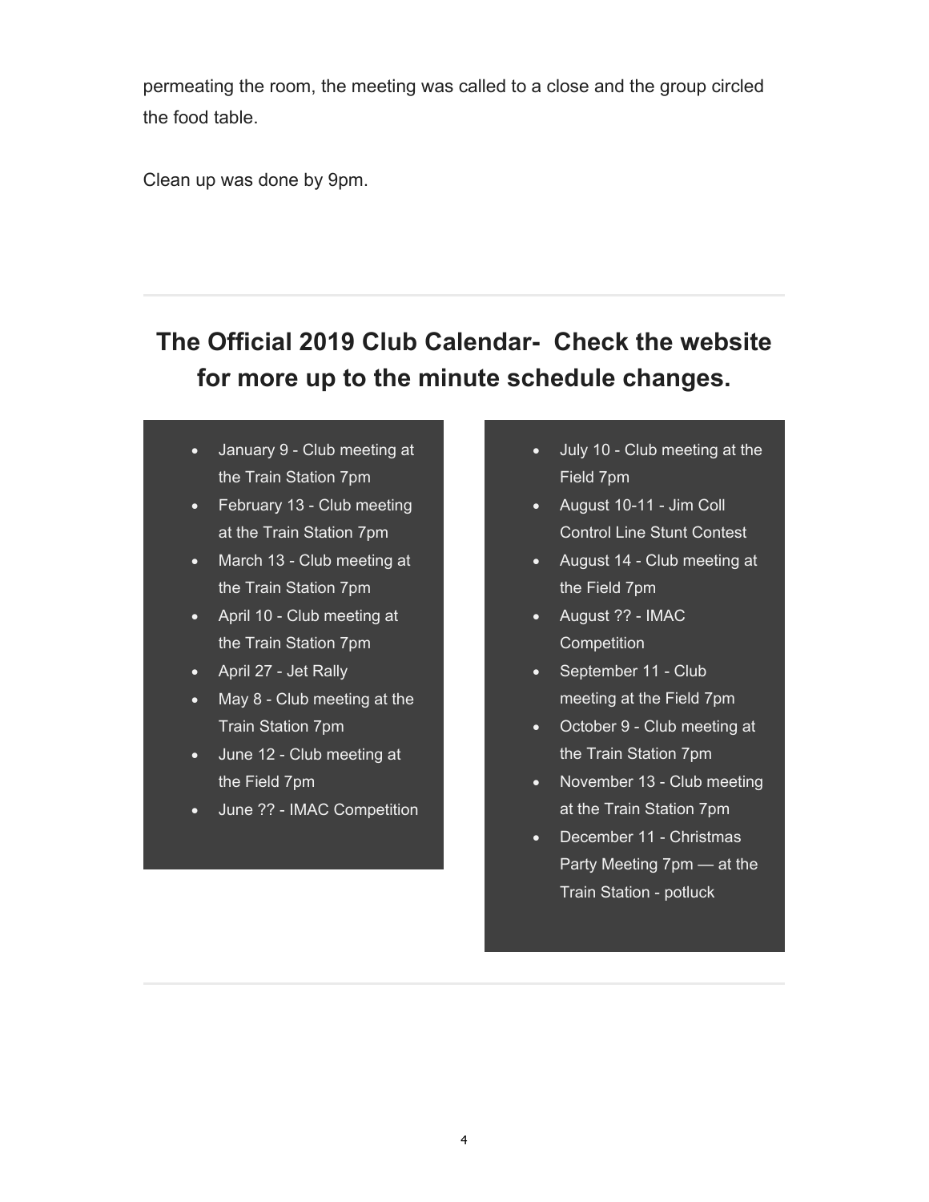permeating the room, the meeting was called to a close and the group circled the food table.

Clean up was done by 9pm.

---

## The Official 2019 Club Calendar- Check the website for more up to the minute schedule changes.

- January 9 - Club meeting at the Train Station 7pm
- February 13 - Club meeting at the Train Station 7pm
- March 13 - Club meeting at the Train Station 7pm
- April 10 - Club meeting at the Train Station 7pm
- April 27 - Jet Rally
- May 8 - Club meeting at the Train Station 7pm
- June 12 - Club meeting at the Field 7pm
- June ?? - IMAC Competition

- July 10 - Club meeting at the Field 7pm
- August 10-11 - Jim Coll Control Line Stunt Contest
- August 14 - Club meeting at the Field 7pm
- August ?? - IMAC Competition
- September 11 - Club meeting at the Field 7pm
- October 9 - Club meeting at the Train Station 7pm
- November 13 - Club meeting at the Train Station 7pm
- December 11 - Christmas Party Meeting 7pm — at the Train Station - potluck

---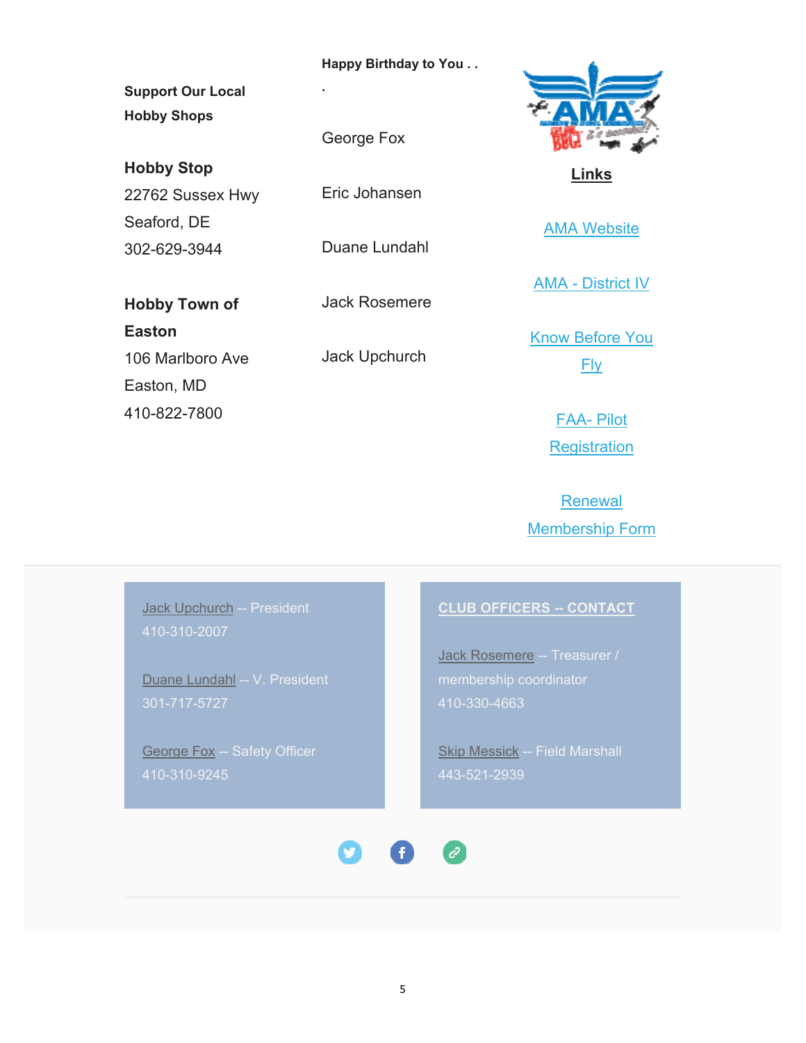**Support Our Local Hobby Shops**

**Hobby Stop**
22762 Sussex Hwy
Seaford, DE
302-629-3944

**Hobby Town of Easton**
106 Marlboro Ave
Easton, MD
410-822-7800

**Happy Birthday to You . . .**

George Fox

Eric Johansen

Duane Lundahl

Jack Rosemere

Jack Upchurch

**Links**

AMA Website

AMA - District IV

Know Before You Fly

FAA- Pilot Registration

Renewal Membership Form

Jack Upchurch -- President
410-310-2007

Duane Lundahl -- V. President
301-717-5727

George Fox -- Safety Officer
410-310-9245

**CLUB OFFICERS -- CONTACT**

Jack Rosemere -- Treasurer / membership coordinator
410-330-4663

Skip Messick -- Field Marshall
443-521-2939